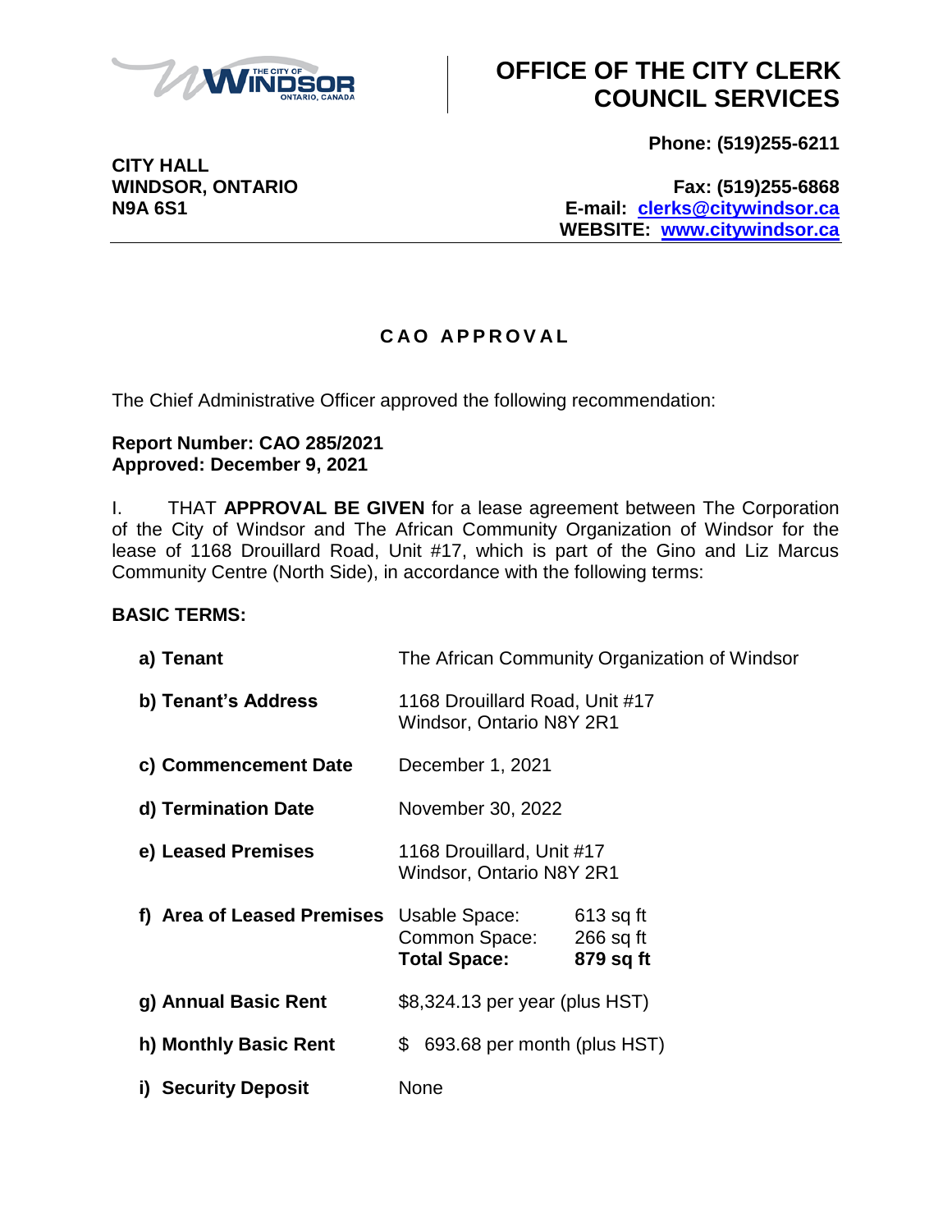# OFFICE OF THE CITY CLERK COUNCIL SERVICES

**CITY HALL**
**WINDSOR, ONTARIO**
**N9A 6S1**

**Phone: (519)255-6211**

**Fax: (519)255-6868**
**E-mail: clerks@citywindsor.ca**
**WEBSITE: www.citywindsor.ca**

## CAO APPROVAL

The Chief Administrative Officer approved the following recommendation:

**Report Number: CAO 285/2021**
**Approved: December 9, 2021**

I. THAT **APPROVAL BE GIVEN** for a lease agreement between The Corporation of the City of Windsor and The African Community Organization of Windsor for the lease of 1168 Drouillard Road, Unit #17, which is part of the Gino and Liz Marcus Community Centre (North Side), in accordance with the following terms:

**BASIC TERMS:**

| | | |
|---|---|---|
| **a) Tenant** | The African Community Organization of Windsor | |
| **b) Tenant's Address** | 1168 Drouillard Road, Unit #17<br>Windsor, Ontario N8Y 2R1 | |
| **c) Commencement Date** | December 1, 2021 | |
| **d) Termination Date** | November 30, 2022 | |
| **e) Leased Premises** | 1168 Drouillard, Unit #17<br>Windsor, Ontario N8Y 2R1 | |
| **f) Area of Leased Premises** | Usable Space:<br>Common Space:<br>**Total Space:** | 613 sq ft<br>266 sq ft<br>**879 sq ft** |
| **g) Annual Basic Rent** | $8,324.13 per year (plus HST) | |
| **h) Monthly Basic Rent** | $ 693.68 per month (plus HST) | |
| **i) Security Deposit** | None | |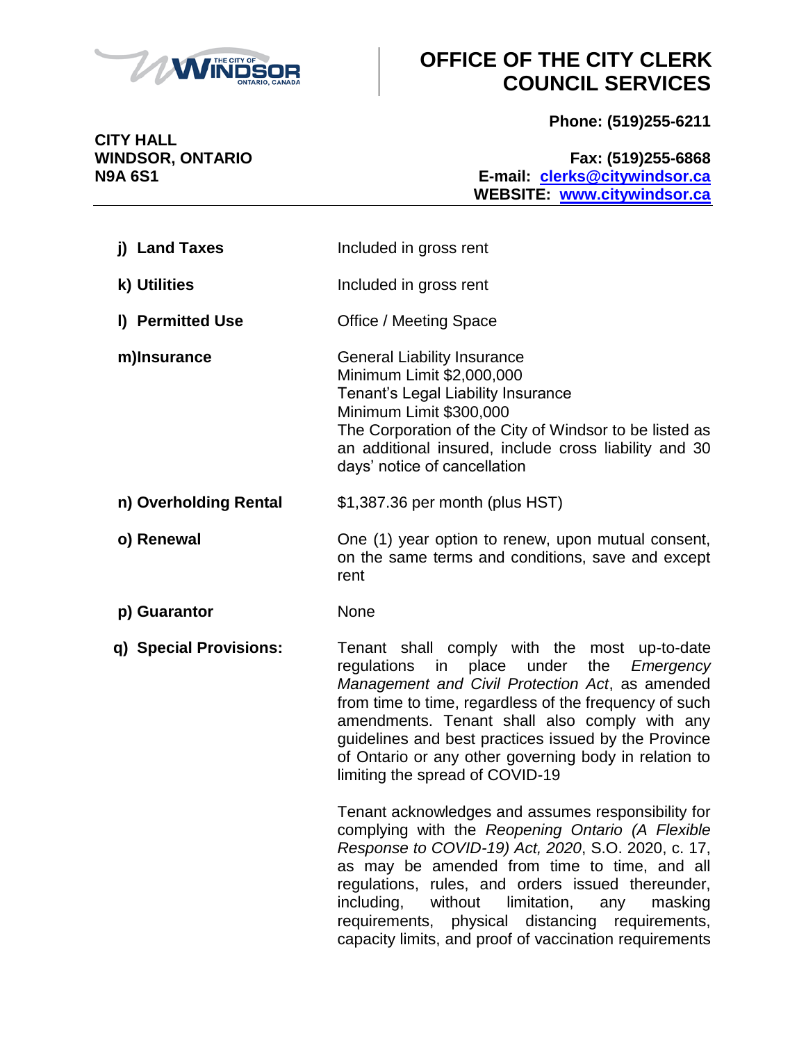| | |
|---|---|
| **j) Land Taxes** | Included in gross rent |
| **k) Utilities** | Included in gross rent |
| **l) Permitted Use** | Office / Meeting Space |
| **m)Insurance** | General Liability Insurance<br>Minimum Limit $2,000,000<br>Tenant's Legal Liability Insurance<br>Minimum Limit $300,000<br>The Corporation of the City of Windsor to be listed as an additional insured, include cross liability and 30 days' notice of cancellation |
| **n) Overholding Rental** | $1,387.36 per month (plus HST) |
| **o) Renewal** | One (1) year option to renew, upon mutual consent, on the same terms and conditions, save and except rent |
| **p) Guarantor** | None |
| **q) Special Provisions:** | Tenant shall comply with the most up-to-date regulations in place under the *Emergency Management and Civil Protection Act*, as amended from time to time, regardless of the frequency of such amendments. Tenant shall also comply with any guidelines and best practices issued by the Province of Ontario or any other governing body in relation to limiting the spread of COVID-19<br><br>Tenant acknowledges and assumes responsibility for complying with the *Reopening Ontario (A Flexible Response to COVID-19) Act, 2020*, S.O. 2020, c. 17, as may be amended from time to time, and all regulations, rules, and orders issued thereunder, including, without limitation, any masking requirements, physical distancing requirements, capacity limits, and proof of vaccination requirements |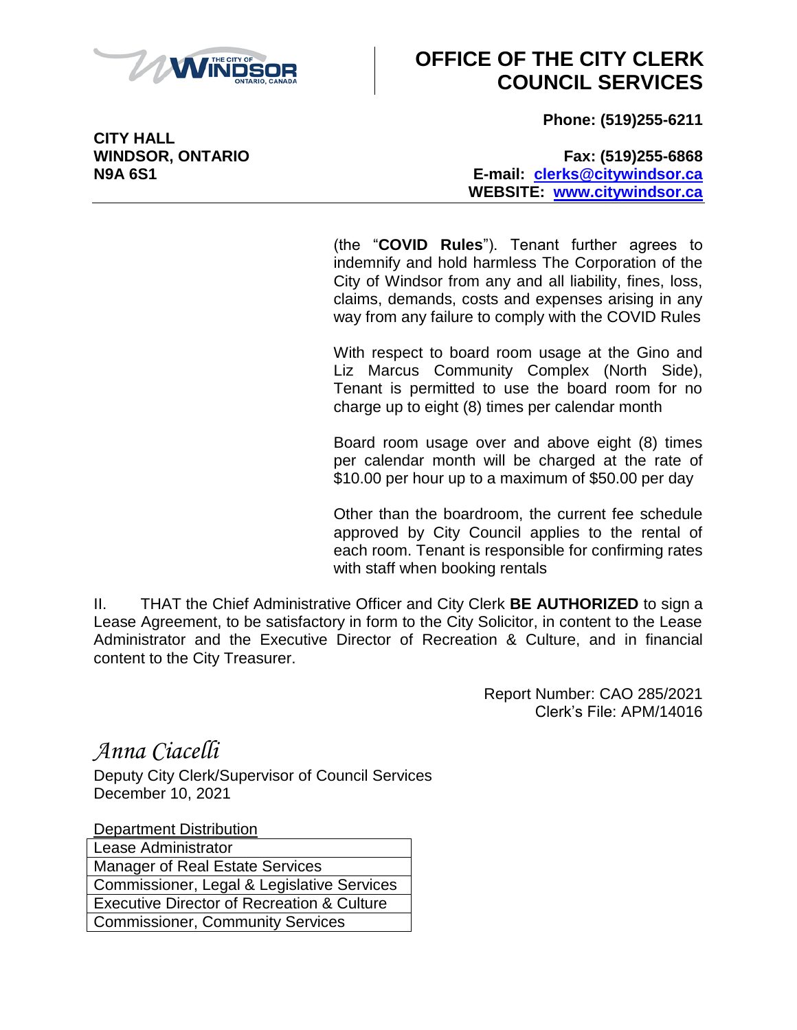(the "**COVID Rules**"). Tenant further agrees to indemnify and hold harmless The Corporation of the City of Windsor from any and all liability, fines, loss, claims, demands, costs and expenses arising in any way from any failure to comply with the COVID Rules

With respect to board room usage at the Gino and Liz Marcus Community Complex (North Side), Tenant is permitted to use the board room for no charge up to eight (8) times per calendar month

Board room usage over and above eight (8) times per calendar month will be charged at the rate of $10.00 per hour up to a maximum of $50.00 per day

Other than the boardroom, the current fee schedule approved by City Council applies to the rental of each room. Tenant is responsible for confirming rates with staff when booking rentals

II. THAT the Chief Administrative Officer and City Clerk **BE AUTHORIZED** to sign a Lease Agreement, to be satisfactory in form to the City Solicitor, in content to the Lease Administrator and the Executive Director of Recreation & Culture, and in financial content to the City Treasurer.

Report Number: CAO 285/2021
Clerk's File: APM/14016

*Anna Ciacelli*

Deputy City Clerk/Supervisor of Council Services
December 10, 2021

Department Distribution

| Lease Administrator |
|---|
| Manager of Real Estate Services |
| Commissioner, Legal & Legislative Services |
| Executive Director of Recreation & Culture |
| Commissioner, Community Services |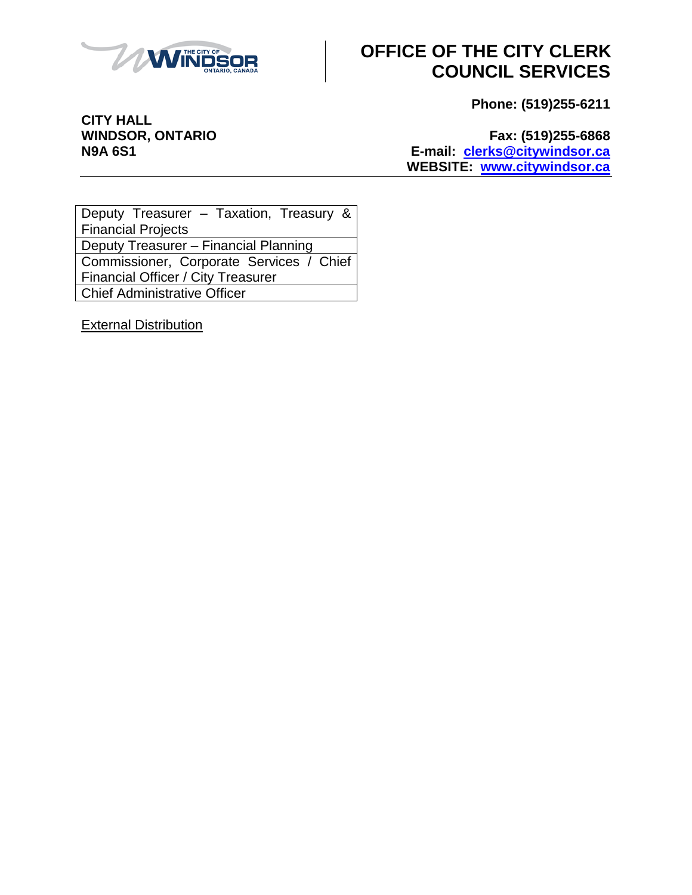# OFFICE OF THE CITY CLERK
# COUNCIL SERVICES

**CITY HALL**
**WINDSOR, ONTARIO**
**N9A 6S1**

**Phone: (519)255-6211**

**Fax: (519)255-6868**
**E-mail: clerks@citywindsor.ca**
**WEBSITE: www.citywindsor.ca**

| |
|---|
| Deputy Treasurer – Taxation, Treasury & Financial Projects |
| Deputy Treasurer – Financial Planning |
| Commissioner, Corporate Services / Chief Financial Officer / City Treasurer |
| Chief Administrative Officer |

External Distribution